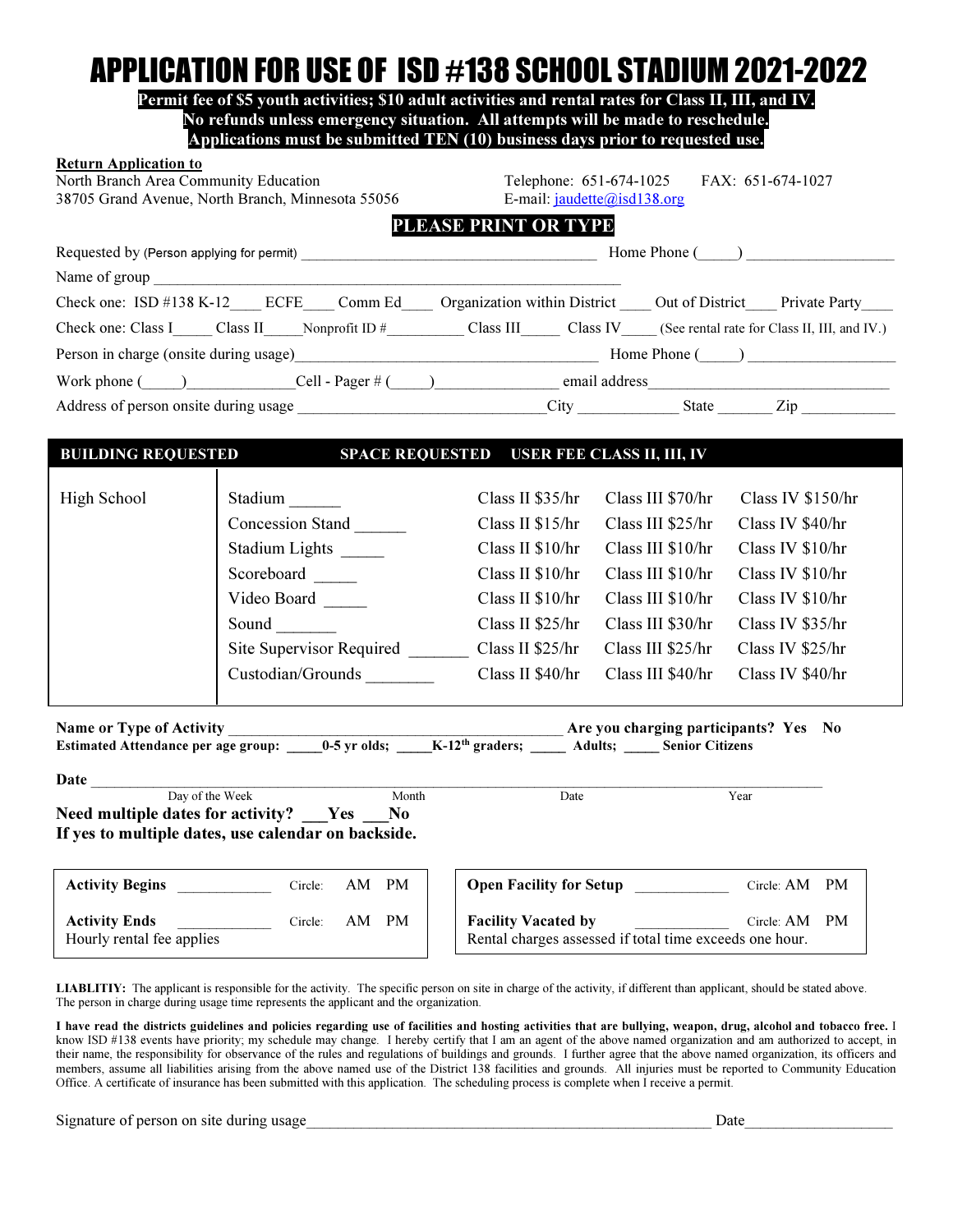# APPLICATION FOR USE OF ISD #138 SCHOOL STADIUM 2021-2022

**Permit fee of $5 youth activities; $10 adult activities and rental rates for Class II, III, and IV.**
**No refunds unless emergency situation. All attempts will be made to reschedule.**
**Applications must be submitted TEN (10) business days prior to requested use.**

**Return Application to**
North Branch Area Community Education
38705 Grand Avenue, North Branch, Minnesota 55056

Telephone: 651-674-1025 FAX: 651-674-1027
E-mail: jaudette@isd138.org

**PLEASE PRINT OR TYPE**

Requested by (Person applying for permit) ________________________________ Home Phone (_____) ________________

Name of group ____________________________________________________________

Check one: ISD #138 K-12____ ECFE____ Comm Ed____ Organization within District ____ Out of District____ Private Party____

Check one: Class I_____ Class II_____Nonprofit ID #__________ Class III_____ Class IV_____ (See rental rate for Class II, III, and IV.)

Person in charge (onsite during usage)________________________________ Home Phone (_____) ________________

Work phone (_____)_____________Cell - Pager # (_____)_______________ email address______________________________

Address of person onsite during usage ______________________________City ____________ State _______ Zip ___________

| BUILDING REQUESTED | SPACE REQUESTED | USER FEE CLASS II, III, IV | | |
|---|---|---|---|---|
| High School | Stadium ______ | Class II $35/hr | Class III $70/hr | Class IV $150/hr |
| | Concession Stand ______ | Class II $15/hr | Class III $25/hr | Class IV $40/hr |
| | Stadium Lights _____ | Class II $10/hr | Class III $10/hr | Class IV $10/hr |
| | Scoreboard _____ | Class II $10/hr | Class III $10/hr | Class IV $10/hr |
| | Video Board _____ | Class II $10/hr | Class III $10/hr | Class IV $10/hr |
| | Sound _______ | Class II $25/hr | Class III $30/hr | Class IV $35/hr |
| | Site Supervisor Required _______ | Class II $25/hr | Class III $25/hr | Class IV $25/hr |
| | Custodian/Grounds ________ | Class II $40/hr | Class III $40/hr | Class IV $40/hr |

**Name or Type of Activity** ________________________________________ **Are you charging participants? Yes No**

**Estimated Attendance per age group: _____0-5 yr olds; _____K-12th graders; _____ Adults; _____ Senior Citizens**

**Date** ____________________________________________________________________________
Day of the Week Month Date Year

**Need multiple dates for activity? ___Yes ___No**
**If yes to multiple dates, use calendar on backside.**

| | | |
|---|---|---|
| **Activity Begins** ____________ | Circle: | AM PM |
| **Activity Ends** ____________ | Circle: | AM PM |
| Hourly rental fee applies | | |

| | | |
|---|---|---|
| **Open Facility for Setup** ____________ | Circle: | AM PM |
| **Facility Vacated by** ____________ | Circle: | AM PM |
| Rental charges assessed if total time exceeds one hour. | | |

**LIABLITIY:** The applicant is responsible for the activity. The specific person on site in charge of the activity, if different than applicant, should be stated above. The person in charge during usage time represents the applicant and the organization.

**I have read the districts guidelines and policies regarding use of facilities and hosting activities that are bullying, weapon, drug, alcohol and tobacco free.** I know ISD #138 events have priority; my schedule may change. I hereby certify that I am an agent of the above named organization and am authorized to accept, in their name, the responsibility for observance of the rules and regulations of buildings and grounds. I further agree that the above named organization, its officers and members, assume all liabilities arising from the above named use of the District 138 facilities and grounds. All injuries must be reported to Community Education Office. A certificate of insurance has been submitted with this application. The scheduling process is complete when I receive a permit.

Signature of person on site during usage__________________________________________ Date__________________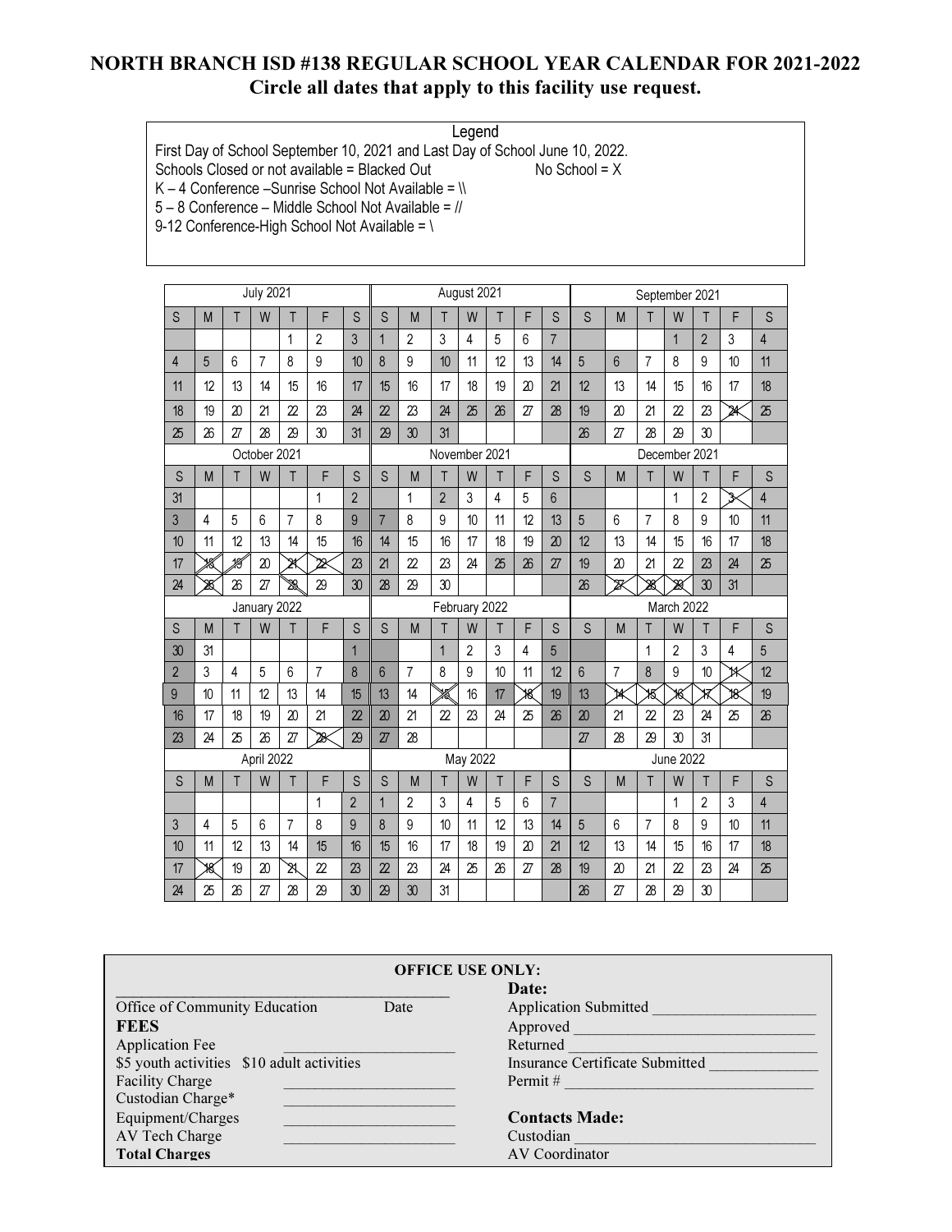# NORTH BRANCH ISD #138 REGULAR SCHOOL YEAR CALENDAR FOR 2021-2022

## Circle all dates that apply to this facility use request.

**Legend**

First Day of School September 10, 2021 and Last Day of School June 10, 2022.
Schools Closed or not available = Blacked Out No School = X
K – 4 Conference –Sunrise School Not Available = \\
5 – 8 Conference – Middle School Not Available = //
9-12 Conference-High School Not Available = \

| July 2021 | | | | | | | August 2021 | | | | | | | September 2021 | | | | | | |
|---|---|---|---|---|---|---|---|---|---|---|---|---|---|---|---|---|---|---|---|---|
| S | M | T | W | T | F | S | S | M | T | W | T | F | S | S | M | T | W | T | F | S |
| | | | | 1 | 2 | 3 | 1 | 2 | 3 | 4 | 5 | 6 | 7 | | | | 1 | 2 | 3 | 4 |
| 4 | 5 | 6 | 7 | 8 | 9 | 10 | 8 | 9 | 10 | 11 | 12 | 13 | 14 | 5 | 6 | 7 | 8 | 9 | 10 | 11 |
| 11 | 12 | 13 | 14 | 15 | 16 | 17 | 15 | 16 | 17 | 18 | 19 | 20 | 21 | 12 | 13 | 14 | 15 | 16 | 17 | 18 |
| 18 | 19 | 20 | 21 | 22 | 23 | 24 | 22 | 23 | 24 | 25 | 26 | 27 | 28 | 19 | 20 | 21 | 22 | 23 | 24 X | 25 |
| 25 | 26 | 27 | 28 | 29 | 30 | 31 | 29 | 30 | 31 | | | | | 26 | 27 | 28 | 29 | 30 | | |

| October 2021 | | | | | | | November 2021 | | | | | | | December 2021 | | | | | | |
|---|---|---|---|---|---|---|---|---|---|---|---|---|---|---|---|---|---|---|---|---|
| S | M | T | W | T | F | S | S | M | T | W | T | F | S | S | M | T | W | T | F | S |
| 31 | | | | | 1 | 2 | | 1 | 2 | 3 | 4 | 5 | 6 | | | | 1 | 2 | 3 X | 4 |
| 3 | 4 | 5 | 6 | 7 | 8 | 9 | 7 | 8 | 9 | 10 | 11 | 12 | 13 | 5 | 6 | 7 | 8 | 9 | 10 | 11 |
| 10 | 11 | 12 | 13 | 14 | 15 | 16 | 14 | 15 | 16 | 17 | 18 | 19 | 20 | 12 | 13 | 14 | 15 | 16 | 17 | 18 |
| 17 | 18 X | 19 X | 20 | 21 X | 22 X | 23 | 21 | 22 | 23 | 24 | 25 | 26 | 27 | 19 | 20 | 21 | 22 | 23 | 24 | 25 |
| 24 | 25 X | 26 | 27 | 28 X | 29 | 30 | 28 | 29 | 30 | | | | | 26 | 27 X | 28 X | 29 X | 30 | 31 | |

| January 2022 | | | | | | | February 2022 | | | | | | | March 2022 | | | | | | |
|---|---|---|---|---|---|---|---|---|---|---|---|---|---|---|---|---|---|---|---|---|
| S | M | T | W | T | F | S | S | M | T | W | T | F | S | S | M | T | W | T | F | S |
| 30 | 31 | | | | | 1 | | | 1 | 2 | 3 | 4 | 5 | | | 1 | 2 | 3 | 4 | 5 |
| 2 | 3 | 4 | 5 | 6 | 7 | 8 | 6 | 7 | 8 | 9 | 10 | 11 | 12 | 6 | 7 | 8 | 9 | 10 | 11 X | 12 |
| 9 | 10 | 11 | 12 | 13 | 14 | 15 | 13 | 14 | 15 X | 16 | 17 | 18 X | 19 | 13 | 14 X | 15 X | 16 X | 17 X | 18 X | 19 |
| 16 | 17 | 18 | 19 | 20 | 21 | 22 | 20 | 21 | 22 | 23 | 24 | 25 | 26 | 20 | 21 | 22 | 23 | 24 | 25 | 26 |
| 23 | 24 | 25 | 26 | 27 | 28 X | 29 | 27 | 28 | | | | | | 27 | 28 | 29 | 30 | 31 | | |

| April 2022 | | | | | | | May 2022 | | | | | | | June 2022 | | | | | | |
|---|---|---|---|---|---|---|---|---|---|---|---|---|---|---|---|---|---|---|---|---|
| S | M | T | W | T | F | S | S | M | T | W | T | F | S | S | M | T | W | T | F | S |
| | | | | | 1 | 2 | 1 | 2 | 3 | 4 | 5 | 6 | 7 | | | | 1 | 2 | 3 | 4 |
| 3 | 4 | 5 | 6 | 7 | 8 | 9 | 8 | 9 | 10 | 11 | 12 | 13 | 14 | 5 | 6 | 7 | 8 | 9 | 10 | 11 |
| 10 | 11 | 12 | 13 | 14 | 15 | 16 | 15 | 16 | 17 | 18 | 19 | 20 | 21 | 12 | 13 | 14 | 15 | 16 | 17 | 18 |
| 17 | 18 X | 19 | 20 | 21 X | 22 | 23 | 22 | 23 | 24 | 25 | 26 | 27 | 28 | 19 | 20 | 21 | 22 | 23 | 24 | 25 |
| 24 | 25 | 26 | 27 | 28 | 29 | 30 | 29 | 30 | 31 | | | | | 26 | 27 | 28 | 29 | 30 | | |

**OFFICE USE ONLY:**

_______________________________________
Office of Community Education Date

**FEES**

Application Fee ____________________
$5 youth activities $10 adult activities
Facility Charge ____________________
Custodian Charge* ____________________
Equipment/Charges ____________________
AV Tech Charge ____________________
**Total Charges**

**Date:**

Application Submitted ____________________
Approved ____________________
Returned ____________________
Insurance Certificate Submitted ____________________
Permit # ____________________

**Contacts Made:**

Custodian ____________________
AV Coordinator